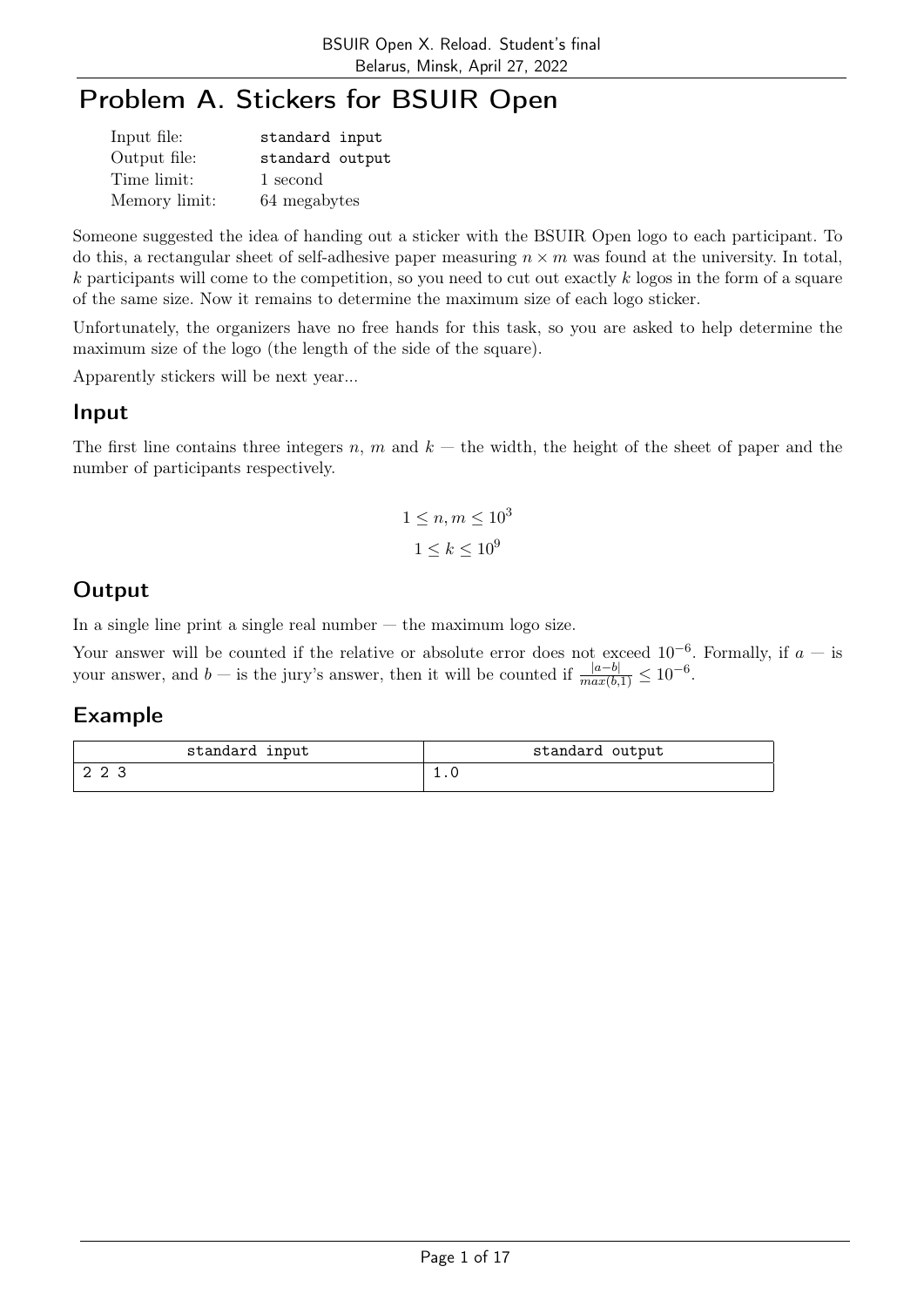# Problem A. Stickers for BSUIR Open

| | |
|---|---|
| Input file: | standard input |
| Output file: | standard output |
| Time limit: | 1 second |
| Memory limit: | 64 megabytes |

Someone suggested the idea of handing out a sticker with the BSUIR Open logo to each participant. To do this, a rectangular sheet of self-adhesive paper measuring $n \times m$ was found at the university. In total, $k$ participants will come to the competition, so you need to cut out exactly $k$ logos in the form of a square of the same size. Now it remains to determine the maximum size of each logo sticker.

Unfortunately, the organizers have no free hands for this task, so you are asked to help determine the maximum size of the logo (the length of the side of the square).

Apparently stickers will be next year...

## Input

The first line contains three integers $n$, $m$ and $k$ — the width, the height of the sheet of paper and the number of participants respectively.

$$1 \leq n, m \leq 10^3$$

$$1 \leq k \leq 10^9$$

## Output

In a single line print a single real number — the maximum logo size.

Your answer will be counted if the relative or absolute error does not exceed $10^{-6}$. Formally, if $a$ — is your answer, and $b$ — is the jury's answer, then it will be counted if $\frac{|a-b|}{max(b,1)} \leq 10^{-6}$.

## Example

| standard input | standard output |
|---|---|
| 2 2 3 | 1.0 |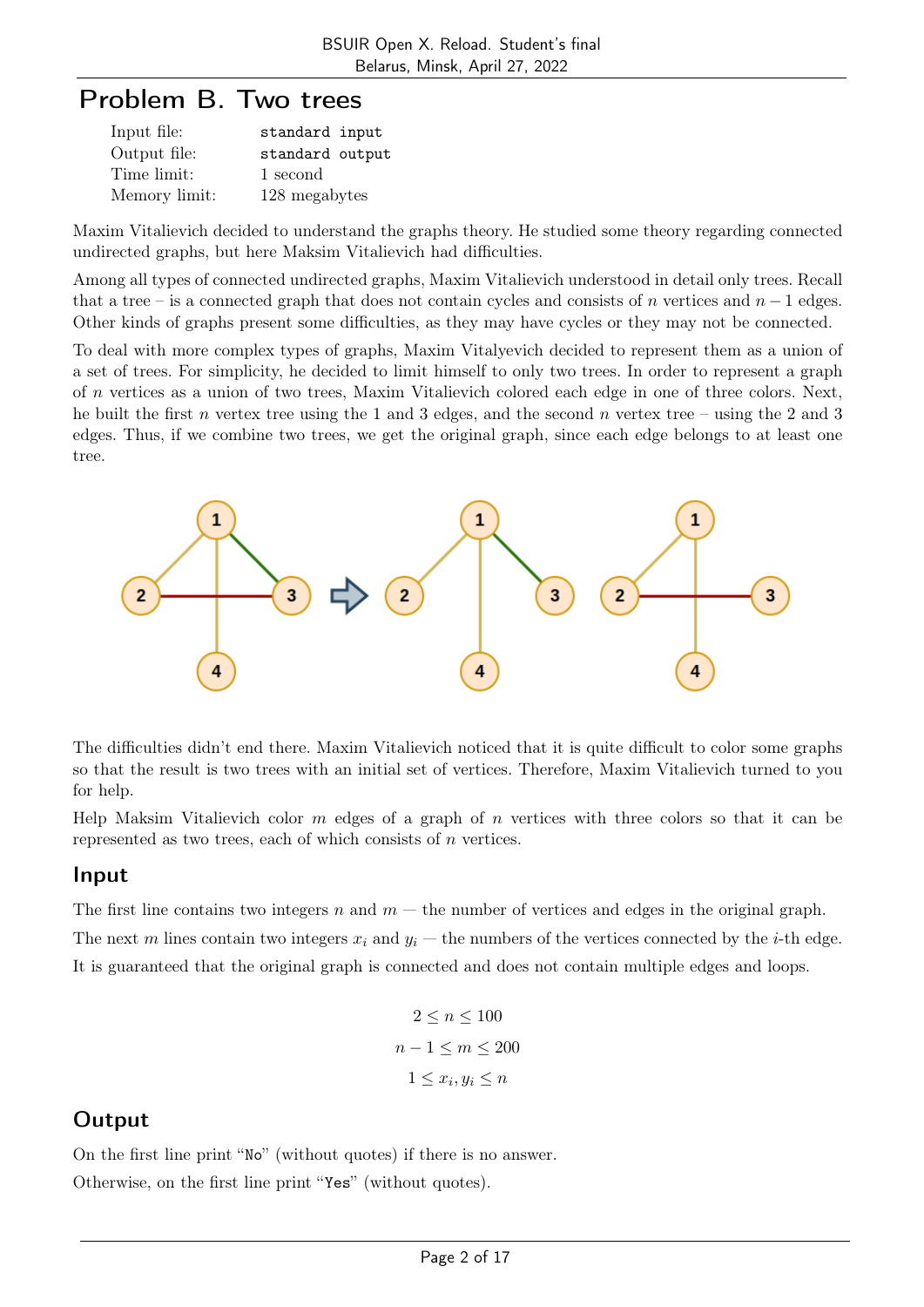# Problem B. Two trees

| | |
|---|---|
| Input file: | standard input |
| Output file: | standard output |
| Time limit: | 1 second |
| Memory limit: | 128 megabytes |

Maxim Vitalievich decided to understand the graphs theory. He studied some theory regarding connected undirected graphs, but here Maksim Vitalievich had difficulties.

Among all types of connected undirected graphs, Maxim Vitalievich understood in detail only trees. Recall that a tree – is a connected graph that does not contain cycles and consists of $n$ vertices and $n-1$ edges. Other kinds of graphs present some difficulties, as they may have cycles or they may not be connected.

To deal with more complex types of graphs, Maxim Vitalyevich decided to represent them as a union of a set of trees. For simplicity, he decided to limit himself to only two trees. In order to represent a graph of $n$ vertices as a union of two trees, Maxim Vitalievich colored each edge in one of three colors. Next, he built the first $n$ vertex tree using the 1 and 3 edges, and the second $n$ vertex tree – using the 2 and 3 edges. Thus, if we combine two trees, we get the original graph, since each edge belongs to at least one tree.

The difficulties didn't end there. Maxim Vitalievich noticed that it is quite difficult to color some graphs so that the result is two trees with an initial set of vertices. Therefore, Maxim Vitalievich turned to you for help.

Help Maksim Vitalievich color $m$ edges of a graph of $n$ vertices with three colors so that it can be represented as two trees, each of which consists of $n$ vertices.

## Input

The first line contains two integers $n$ and $m$ — the number of vertices and edges in the original graph.

The next $m$ lines contain two integers $x_i$ and $y_i$ — the numbers of the vertices connected by the $i$-th edge.

It is guaranteed that the original graph is connected and does not contain multiple edges and loops.

$$2 \le n \le 100$$

$$n - 1 \le m \le 200$$

$$1 \le x_i, y_i \le n$$

## Output

On the first line print "No" (without quotes) if there is no answer.

Otherwise, on the first line print "Yes" (without quotes).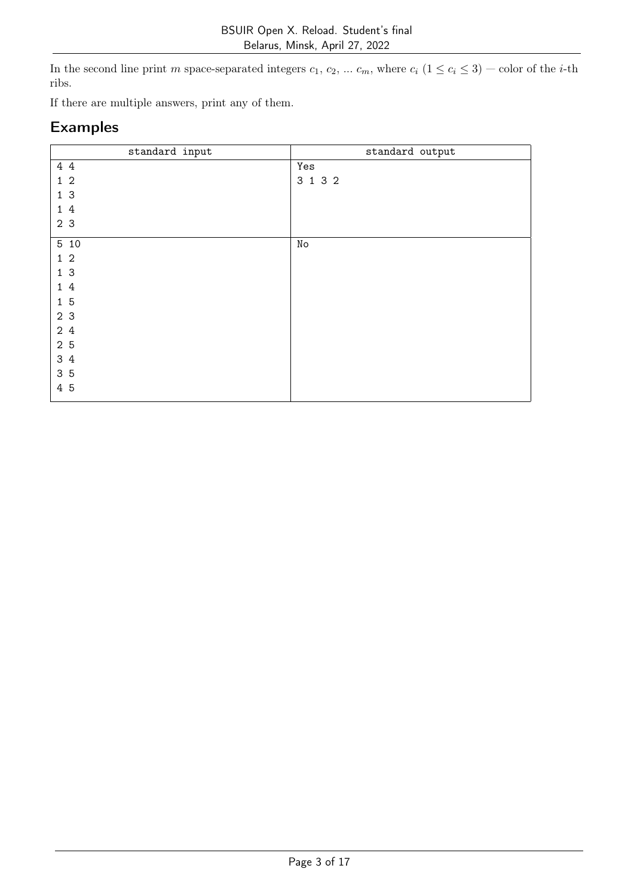In the second line print $m$ space-separated integers $c_1$, $c_2$, ... $c_m$, where $c_i$ ($1 \le c_i \le 3$) — color of the $i$-th ribs.

If there are multiple answers, print any of them.

## Examples

| standard input | standard output |
|---|---|
| 4 4<br>1 2<br>1 3<br>1 4<br>2 3 | Yes<br>3 1 3 2 |
| 5 10<br>1 2<br>1 3<br>1 4<br>1 5<br>2 3<br>2 4<br>2 5<br>3 4<br>3 5<br>4 5 | No |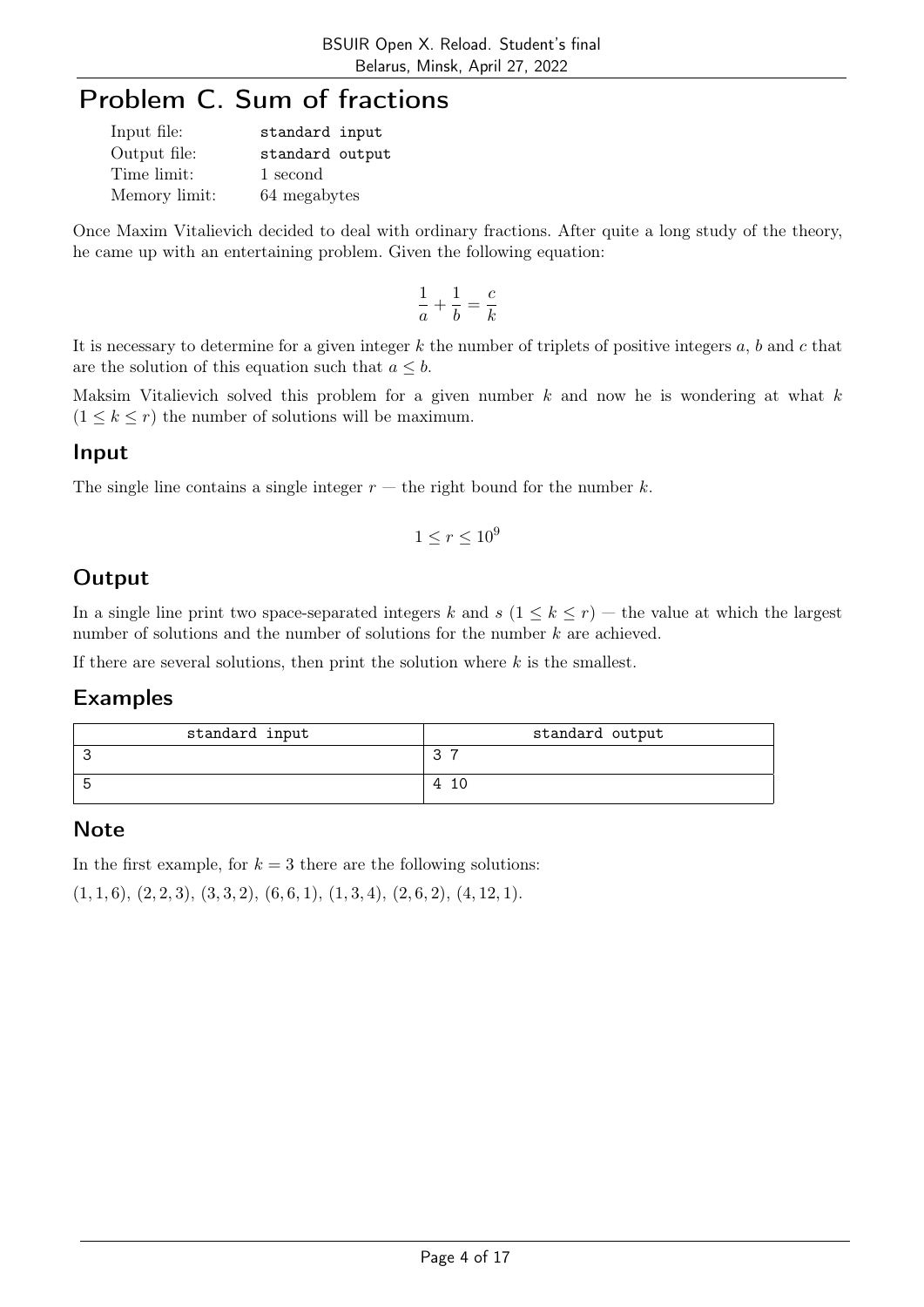# Problem C. Sum of fractions

| | |
|---|---|
| Input file: | standard input |
| Output file: | standard output |
| Time limit: | 1 second |
| Memory limit: | 64 megabytes |

Once Maxim Vitalievich decided to deal with ordinary fractions. After quite a long study of the theory, he came up with an entertaining problem. Given the following equation:

$$\frac{1}{a} + \frac{1}{b} = \frac{c}{k}$$

It is necessary to determine for a given integer $k$ the number of triplets of positive integers $a$, $b$ and $c$ that are the solution of this equation such that $a \leq b$.

Maksim Vitalievich solved this problem for a given number $k$ and now he is wondering at what $k$ ($1 \leq k \leq r$) the number of solutions will be maximum.

## Input

The single line contains a single integer $r$ — the right bound for the number $k$.

$$1 \leq r \leq 10^9$$

## Output

In a single line print two space-separated integers $k$ and $s$ ($1 \leq k \leq r$) — the value at which the largest number of solutions and the number of solutions for the number $k$ are achieved.

If there are several solutions, then print the solution where $k$ is the smallest.

## Examples

| standard input | standard output |
|---|---|
| 3 | 3 7 |
| 5 | 4 10 |

## Note

In the first example, for $k = 3$ there are the following solutions:

$(1, 1, 6)$, $(2, 2, 3)$, $(3, 3, 2)$, $(6, 6, 1)$, $(1, 3, 4)$, $(2, 6, 2)$, $(4, 12, 1)$.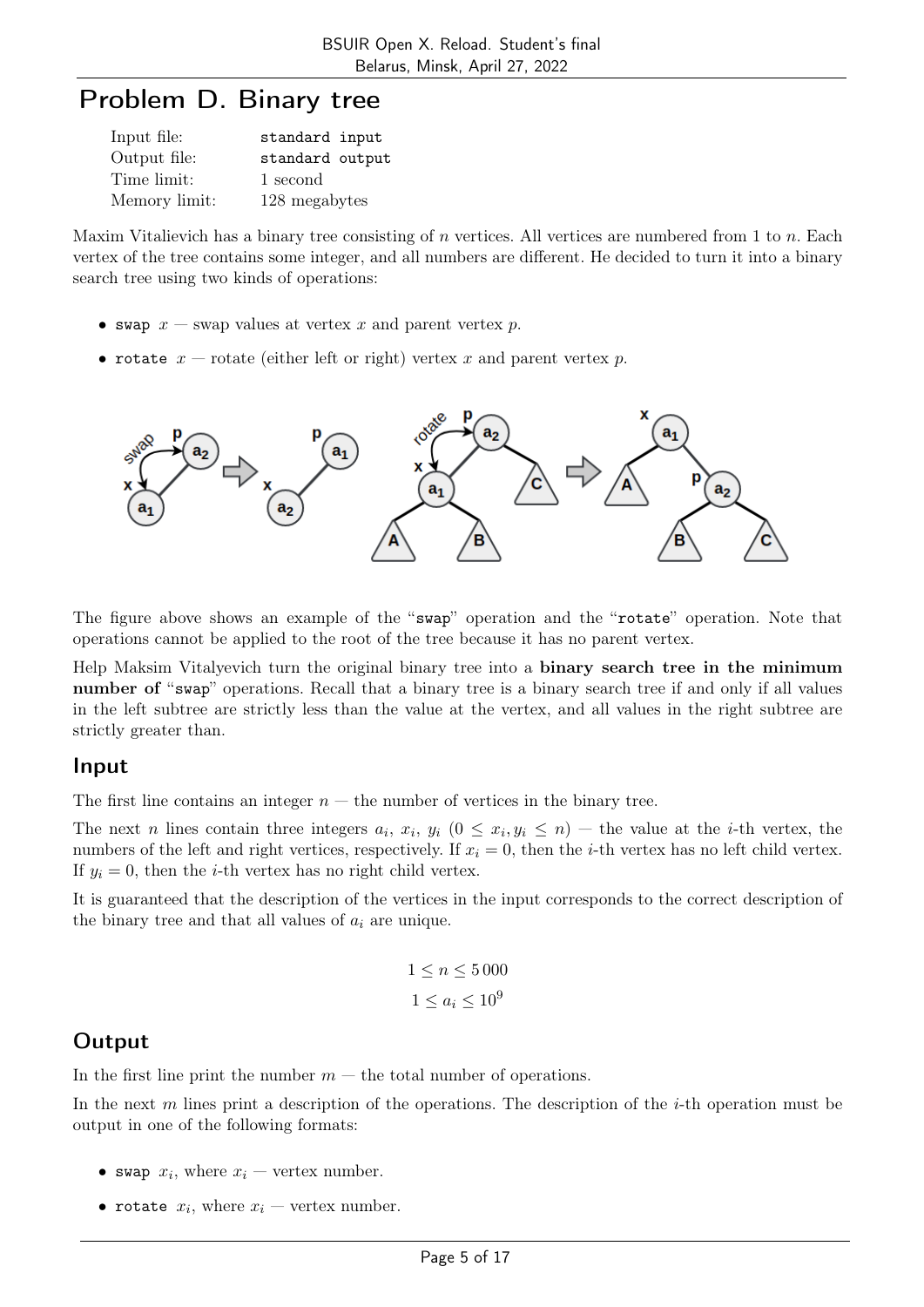# Problem D. Binary tree

| | |
|---|---|
| Input file: | standard input |
| Output file: | standard output |
| Time limit: | 1 second |
| Memory limit: | 128 megabytes |

Maxim Vitalievich has a binary tree consisting of $n$ vertices. All vertices are numbered from 1 to $n$. Each vertex of the tree contains some integer, and all numbers are different. He decided to turn it into a binary search tree using two kinds of operations:

- `swap` $x$ — swap values at vertex $x$ and parent vertex $p$.
- `rotate` $x$ — rotate (either left or right) vertex $x$ and parent vertex $p$.

The figure above shows an example of the "`swap`" operation and the "`rotate`" operation. Note that operations cannot be applied to the root of the tree because it has no parent vertex.

Help Maksim Vitalyevich turn the original binary tree into a **binary search tree in the minimum number of** "`swap`" operations. Recall that a binary tree is a binary search tree if and only if all values in the left subtree are strictly less than the value at the vertex, and all values in the right subtree are strictly greater than.

## Input

The first line contains an integer $n$ — the number of vertices in the binary tree.

The next $n$ lines contain three integers $a_i$, $x_i$, $y_i$ ($0 \le x_i, y_i \le n$) — the value at the $i$-th vertex, the numbers of the left and right vertices, respectively. If $x_i = 0$, then the $i$-th vertex has no left child vertex. If $y_i = 0$, then the $i$-th vertex has no right child vertex.

It is guaranteed that the description of the vertices in the input corresponds to the correct description of the binary tree and that all values of $a_i$ are unique.

$$1 \le n \le 5\,000$$
$$1 \le a_i \le 10^9$$

## Output

In the first line print the number $m$ — the total number of operations.

In the next $m$ lines print a description of the operations. The description of the $i$-th operation must be output in one of the following formats:

- `swap` $x_i$, where $x_i$ — vertex number.
- `rotate` $x_i$, where $x_i$ — vertex number.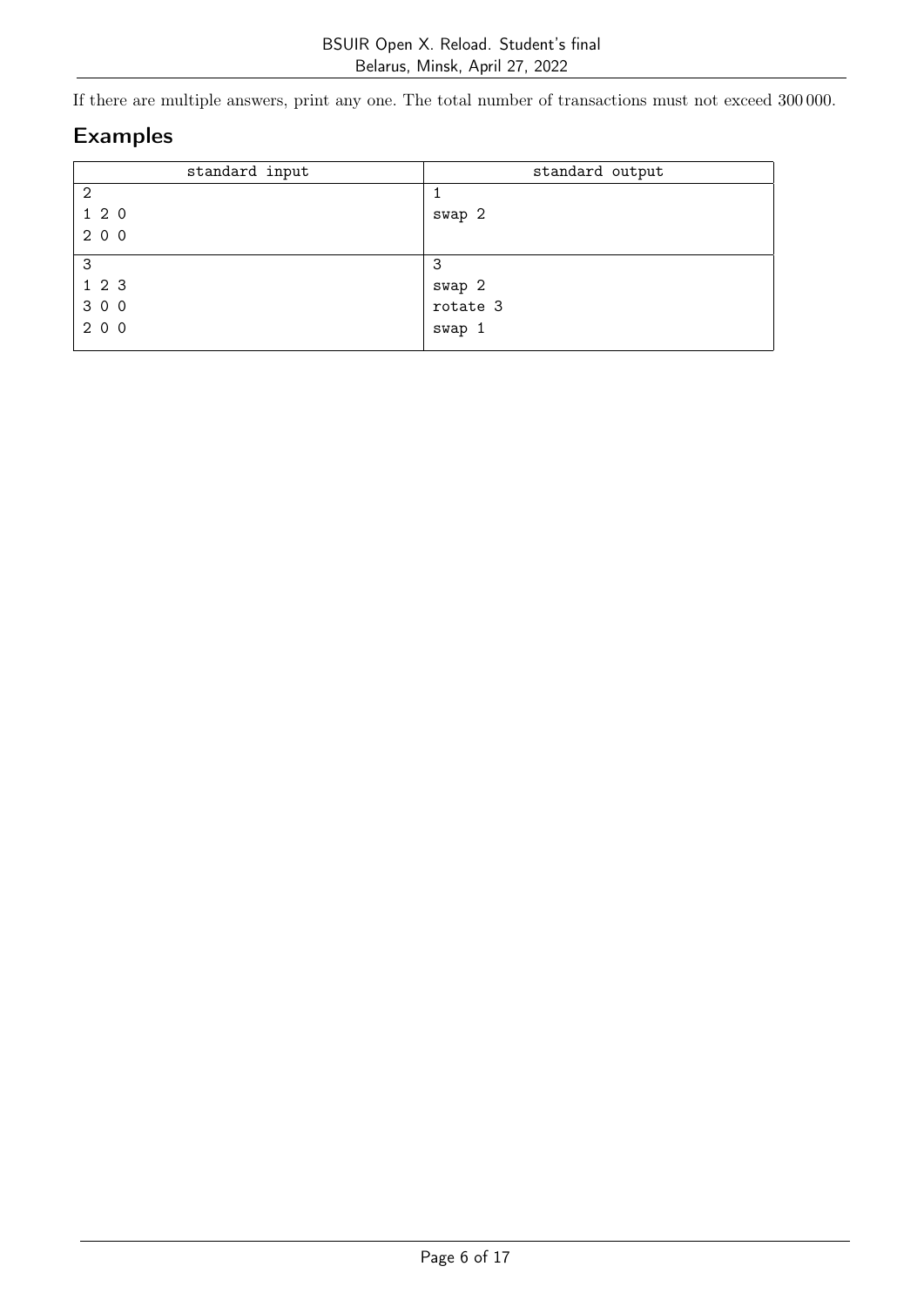If there are multiple answers, print any one. The total number of transactions must not exceed 300 000.

## Examples

| standard input | standard output |
|---|---|
| 2<br>1 2 0<br>2 0 0 | 1<br>swap 2 |
| 3<br>1 2 3<br>3 0 0<br>2 0 0 | 3<br>swap 2<br>rotate 3<br>swap 1 |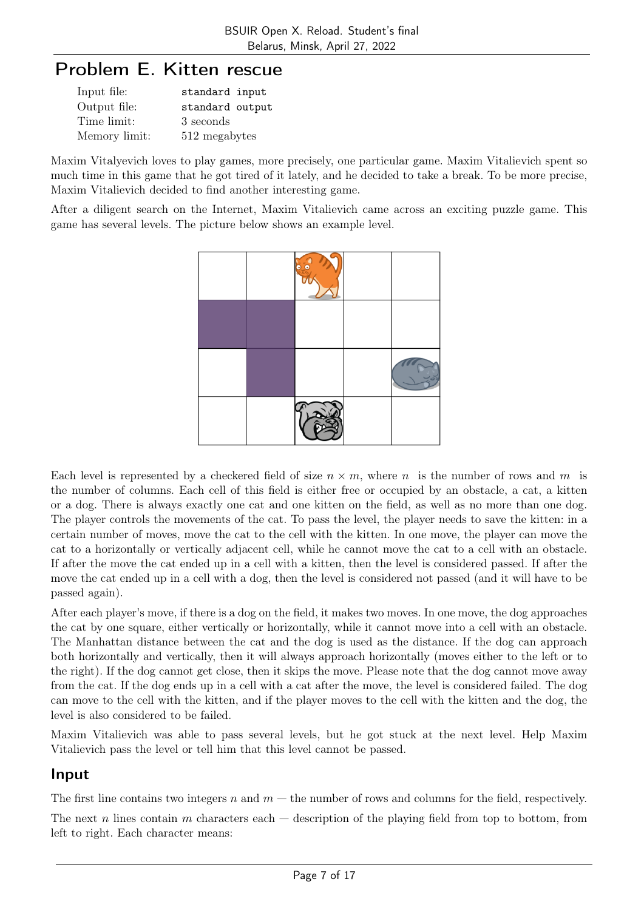# Problem E. Kitten rescue

| | |
|---|---|
| Input file: | standard input |
| Output file: | standard output |
| Time limit: | 3 seconds |
| Memory limit: | 512 megabytes |

Maxim Vitalyevich loves to play games, more precisely, one particular game. Maxim Vitalievich spent so much time in this game that he got tired of it lately, and he decided to take a break. To be more precise, Maxim Vitalievich decided to find another interesting game.

After a diligent search on the Internet, Maxim Vitalievich came across an exciting puzzle game. This game has several levels. The picture below shows an example level.

Each level is represented by a checkered field of size $n \times m$, where $n$ is the number of rows and $m$ is the number of columns. Each cell of this field is either free or occupied by an obstacle, a cat, a kitten or a dog. There is always exactly one cat and one kitten on the field, as well as no more than one dog. The player controls the movements of the cat. To pass the level, the player needs to save the kitten: in a certain number of moves, move the cat to the cell with the kitten. In one move, the player can move the cat to a horizontally or vertically adjacent cell, while he cannot move the cat to a cell with an obstacle. If after the move the cat ended up in a cell with a kitten, then the level is considered passed. If after the move the cat ended up in a cell with a dog, then the level is considered not passed (and it will have to be passed again).

After each player's move, if there is a dog on the field, it makes two moves. In one move, the dog approaches the cat by one square, either vertically or horizontally, while it cannot move into a cell with an obstacle. The Manhattan distance between the cat and the dog is used as the distance. If the dog can approach both horizontally and vertically, then it will always approach horizontally (moves either to the left or to the right). If the dog cannot get close, then it skips the move. Please note that the dog cannot move away from the cat. If the dog ends up in a cell with a cat after the move, the level is considered failed. The dog can move to the cell with the kitten, and if the player moves to the cell with the kitten and the dog, the level is also considered to be failed.

Maxim Vitalievich was able to pass several levels, but he got stuck at the next level. Help Maxim Vitalievich pass the level or tell him that this level cannot be passed.

## Input

The first line contains two integers $n$ and $m$ — the number of rows and columns for the field, respectively.

The next $n$ lines contain $m$ characters each — description of the playing field from top to bottom, from left to right. Each character means: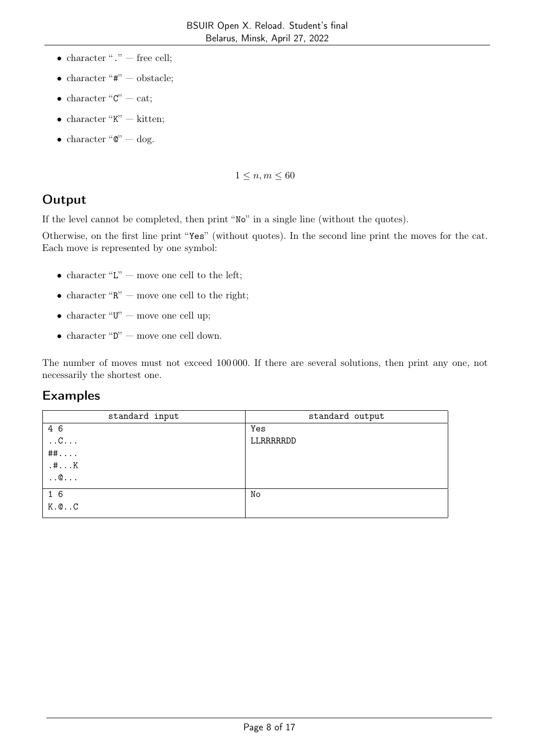- character "." — free cell;
- character "#" — obstacle;
- character "C" — cat;
- character "K" — kitten;
- character "@" — dog.

$$1 \leq n, m \leq 60$$

## Output

If the level cannot be completed, then print "No" in a single line (without the quotes).

Otherwise, on the first line print "Yes" (without quotes). In the second line print the moves for the cat. Each move is represented by one symbol:

- character "L" — move one cell to the left;
- character "R" — move one cell to the right;
- character "U" — move one cell up;
- character "D" — move one cell down.

The number of moves must not exceed 100 000. If there are several solutions, then print any one, not necessarily the shortest one.

## Examples

| standard input | standard output |
|---|---|
| 4 6<br>..C...<br>##....<br>.#...K<br>..@... | Yes<br>LLRRRRRDD |
| 1 6<br>K.@..C | No |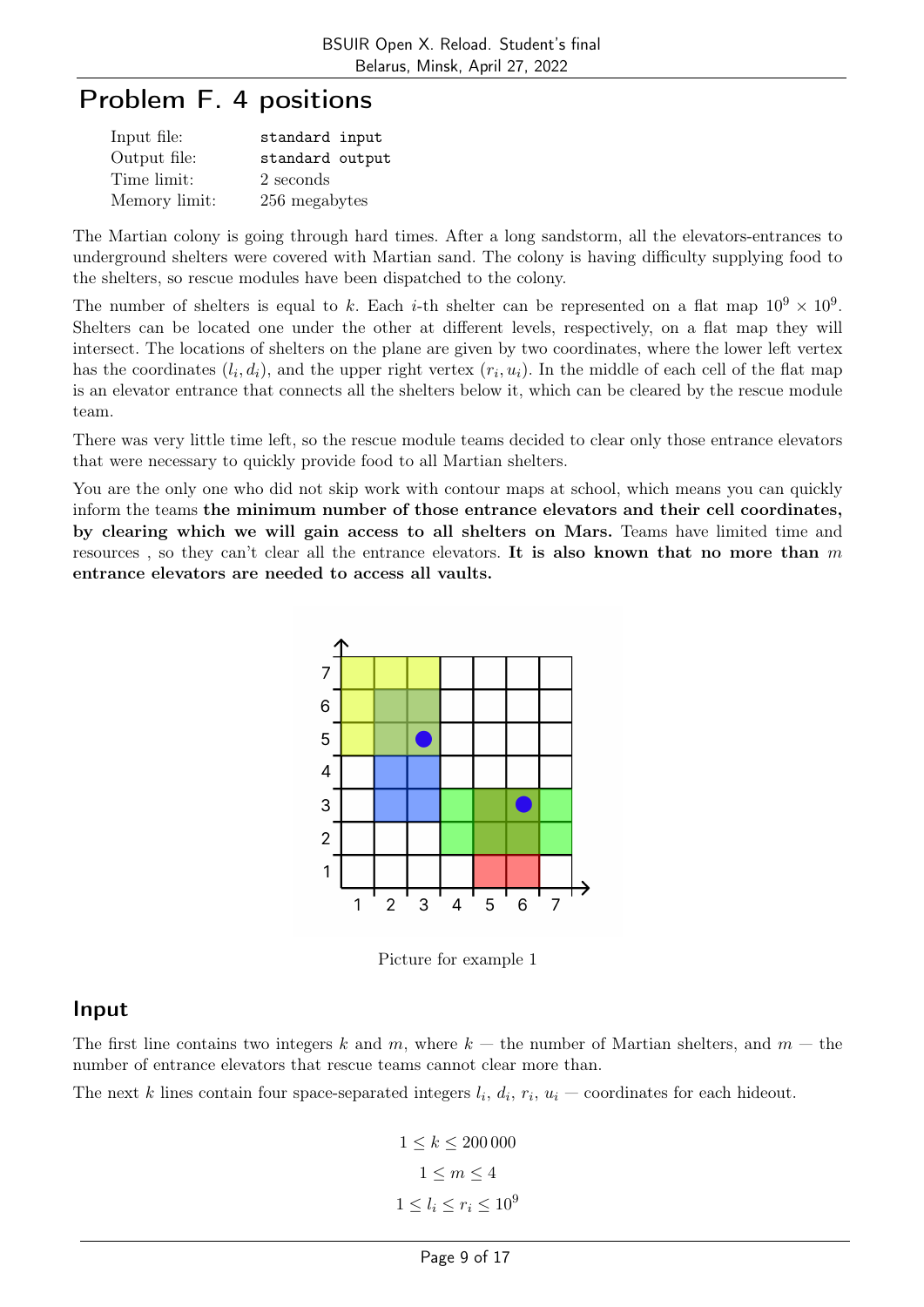# Problem F. 4 positions

| | |
|---|---|
| Input file: | standard input |
| Output file: | standard output |
| Time limit: | 2 seconds |
| Memory limit: | 256 megabytes |

The Martian colony is going through hard times. After a long sandstorm, all the elevators-entrances to underground shelters were covered with Martian sand. The colony is having difficulty supplying food to the shelters, so rescue modules have been dispatched to the colony.

The number of shelters is equal to $k$. Each $i$-th shelter can be represented on a flat map $10^9 \times 10^9$. Shelters can be located one under the other at different levels, respectively, on a flat map they will intersect. The locations of shelters on the plane are given by two coordinates, where the lower left vertex has the coordinates $(l_i, d_i)$, and the upper right vertex $(r_i, u_i)$. In the middle of each cell of the flat map is an elevator entrance that connects all the shelters below it, which can be cleared by the rescue module team.

There was very little time left, so the rescue module teams decided to clear only those entrance elevators that were necessary to quickly provide food to all Martian shelters.

You are the only one who did not skip work with contour maps at school, which means you can quickly inform the teams **the minimum number of those entrance elevators and their cell coordinates, by clearing which we will gain access to all shelters on Mars.** Teams have limited time and resources , so they can't clear all the entrance elevators. **It is also known that no more than $m$ entrance elevators are needed to access all vaults.**

Picture for example 1

## Input

The first line contains two integers $k$ and $m$, where $k$ — the number of Martian shelters, and $m$ — the number of entrance elevators that rescue teams cannot clear more than.

The next $k$ lines contain four space-separated integers $l_i$, $d_i$, $r_i$, $u_i$ — coordinates for each hideout.

$$1 \le k \le 200\,000$$

$$1 \le m \le 4$$

$$1 \le l_i \le r_i \le 10^9$$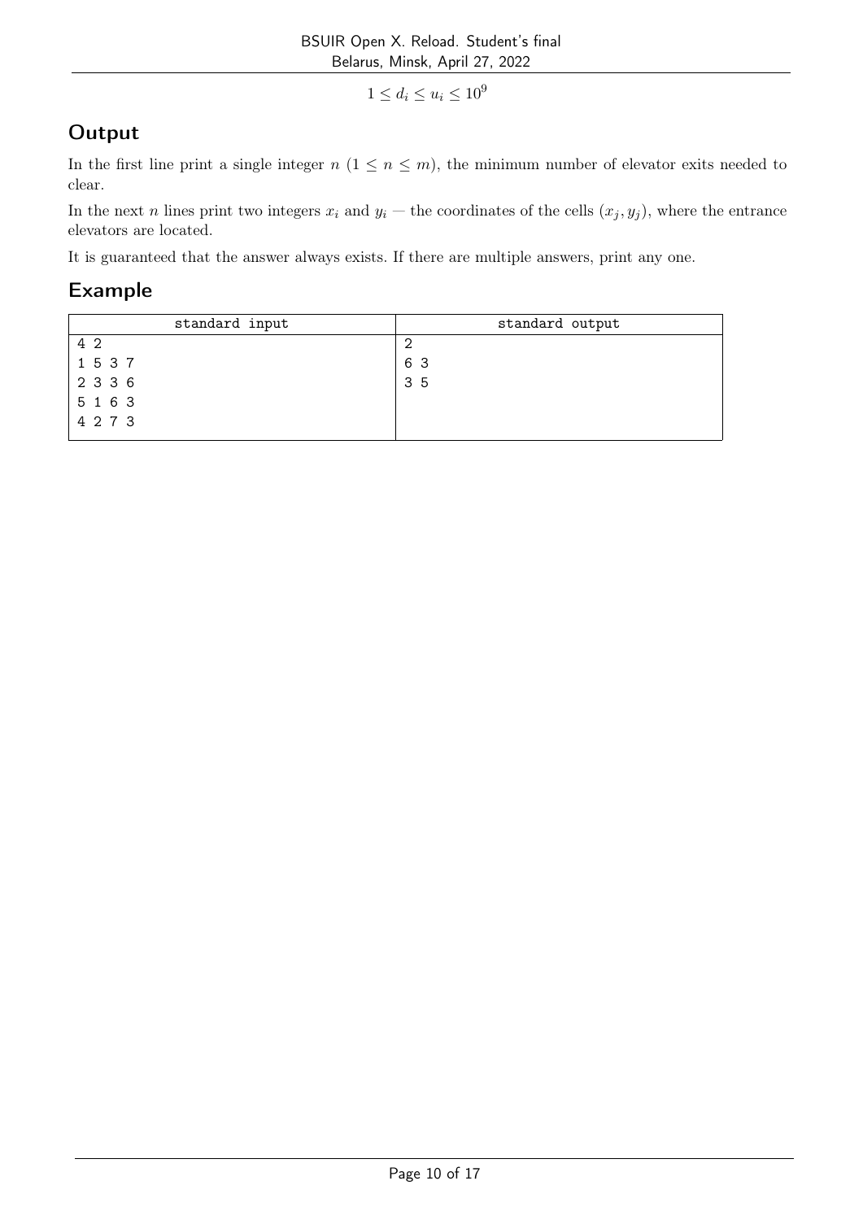$$1 \le d_i \le u_i \le 10^9$$

## Output

In the first line print a single integer $n$ ($1 \le n \le m$), the minimum number of elevator exits needed to clear.

In the next $n$ lines print two integers $x_i$ and $y_i$ — the coordinates of the cells $(x_j, y_j)$, where the entrance elevators are located.

It is guaranteed that the answer always exists. If there are multiple answers, print any one.

## Example

| standard input | standard output |
| --- | --- |
| 4 2<br>1 5 3 7<br>2 3 3 6<br>5 1 6 3<br>4 2 7 3 | 2<br>6 3<br>3 5 |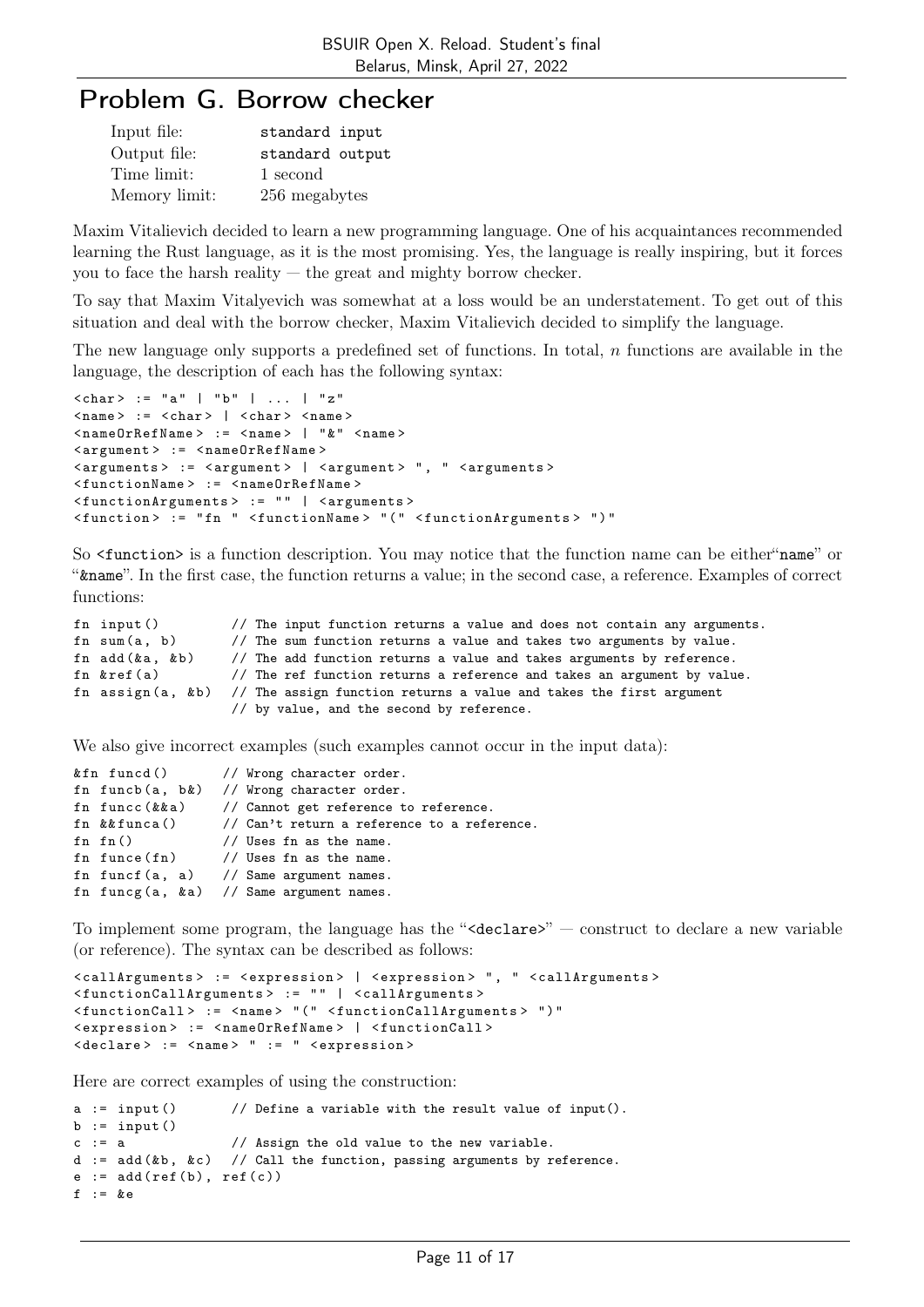# Problem G. Borrow checker

| | |
|---|---|
| Input file: | standard input |
| Output file: | standard output |
| Time limit: | 1 second |
| Memory limit: | 256 megabytes |

Maxim Vitalievich decided to learn a new programming language. One of his acquaintances recommended learning the Rust language, as it is the most promising. Yes, the language is really inspiring, but it forces you to face the harsh reality — the great and mighty borrow checker.

To say that Maxim Vitalyevich was somewhat at a loss would be an understatement. To get out of this situation and deal with the borrow checker, Maxim Vitalievich decided to simplify the language.

The new language only supports a predefined set of functions. In total, $n$ functions are available in the language, the description of each has the following syntax:

```
<char> := "a" | "b" | ... | "z"
<name> := <char> | <char> <name>
<nameOrRefName> := <name> | "&" <name>
<argument> := <nameOrRefName>
<arguments> := <argument> | <argument> ", " <arguments>
<functionName> := <nameOrRefName>
<functionArguments> := "" | <arguments>
<function> := "fn " <functionName> "(" <functionArguments> ")"
```

So `<function>` is a function description. You may notice that the function name can be either "`name`" or "`&name`". In the first case, the function returns a value; in the second case, a reference. Examples of correct functions:

```
fn input()          // The input function returns a value and does not contain any arguments.
fn sum(a, b)        // The sum function returns a value and takes two arguments by value.
fn add(&a, &b)      // The add function returns a value and takes arguments by reference.
fn &ref(a)          // The ref function returns a reference and takes an argument by value.
fn assign(a, &b)    // The assign function returns a value and takes the first argument
                    // by value, and the second by reference.
```

We also give incorrect examples (such examples cannot occur in the input data):

```
&fn funcd()         // Wrong character order.
fn funcb(a, b&)     // Wrong character order.
fn funcc(&&a)       // Cannot get reference to reference.
fn &&funca()        // Can't return a reference to a reference.
fn fn()             // Uses fn as the name.
fn funce(fn)        // Uses fn as the name.
fn funcf(a, a)      // Same argument names.
fn funcg(a, &a)     // Same argument names.
```

To implement some program, the language has the "`<declare>`" — construct to declare a new variable (or reference). The syntax can be described as follows:

```
<callArguments> := <expression> | <expression> ", " <callArguments>
<functionCallArguments> := "" | <callArguments>
<functionCall> := <name> "(" <functionCallArguments> ")"
<expression> := <nameOrRefName> | <functionCall>
<declare> := <name> " := " <expression>
```

Here are correct examples of using the construction:

```
a := input()        // Define a variable with the result value of input().
b := input()
c := a              // Assign the old value to the new variable.
d := add(&b, &c)    // Call the function, passing arguments by reference.
e := add(ref(b), ref(c))
f := &e
```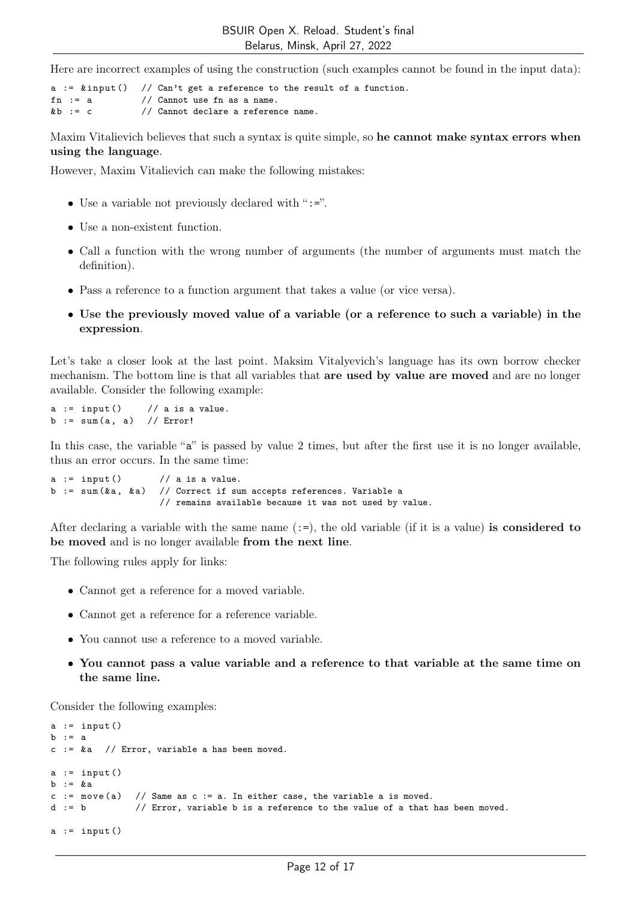Here are incorrect examples of using the construction (such examples cannot be found in the input data):

```
a := &input()  // Can't get a reference to the result of a function.
fn := a        // Cannot use fn as a name.
&b := c        // Cannot declare a reference name.
```

Maxim Vitalievich believes that such a syntax is quite simple, so **he cannot make syntax errors when using the language**.

However, Maxim Vitalievich can make the following mistakes:

- Use a variable not previously declared with ":=".
- Use a non-existent function.
- Call a function with the wrong number of arguments (the number of arguments must match the definition).
- Pass a reference to a function argument that takes a value (or vice versa).
- **Use the previously moved value of a variable (or a reference to such a variable) in the expression**.

Let's take a closer look at the last point. Maksim Vitalyevich's language has its own borrow checker mechanism. The bottom line is that all variables that **are used by value are moved** and are no longer available. Consider the following example:

```
a := input()    // a is a value.
b := sum(a, a)  // Error!
```

In this case, the variable "a" is passed by value 2 times, but after the first use it is no longer available, thus an error occurs. In the same time:

```
a := input()      // a is a value.
b := sum(&a, &a)  // Correct if sum accepts references. Variable a
                  // remains available because it was not used by value.
```

After declaring a variable with the same name (:=), the old variable (if it is a value) **is considered to be moved** and is no longer available **from the next line**.

The following rules apply for links:

- Cannot get a reference for a moved variable.
- Cannot get a reference for a reference variable.
- You cannot use a reference to a moved variable.
- **You cannot pass a value variable and a reference to that variable at the same time on the same line.**

Consider the following examples:

```
a := input()
b := a
c := &a  // Error, variable a has been moved.

a := input()
b := &a
c := move(a)  // Same as c := a. In either case, the variable a is moved.
d := b        // Error, variable b is a reference to the value of a that has been moved.

a := input()
```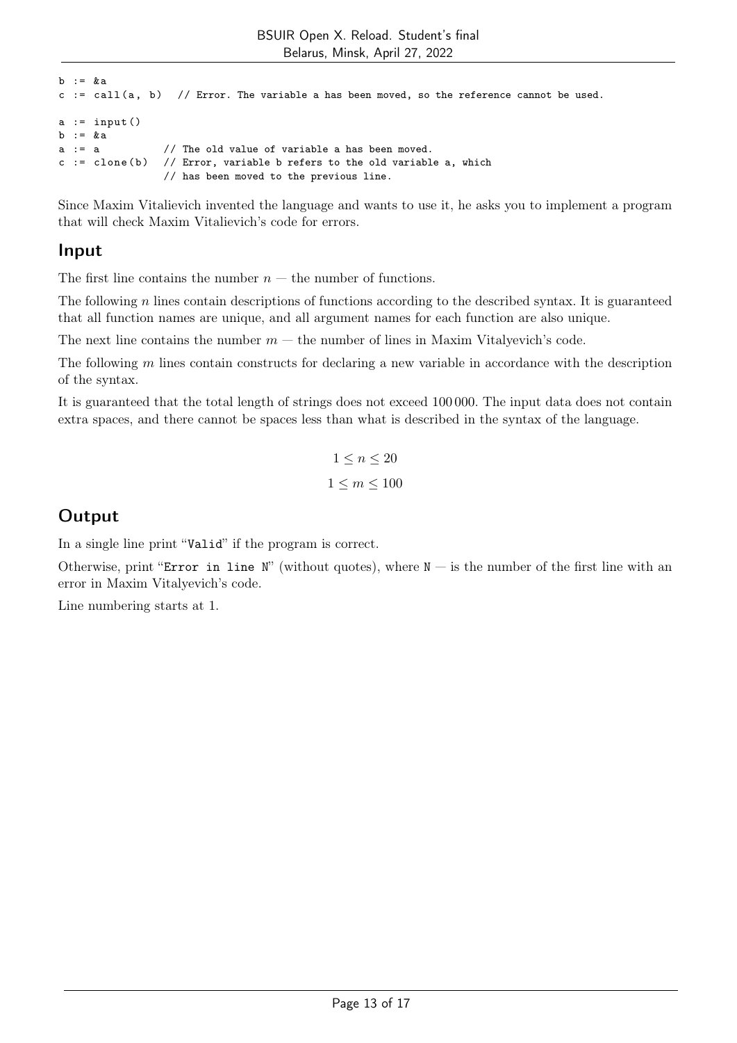```
b := &a
c := call(a, b)  // Error. The variable a has been moved, so the reference cannot be used.

a := input()
b := &a
a := a          // The old value of variable a has been moved.
c := clone(b)   // Error, variable b refers to the old variable a, which
                // has been moved to the previous line.
```

Since Maxim Vitalievich invented the language and wants to use it, he asks you to implement a program that will check Maxim Vitalievich's code for errors.

## Input

The first line contains the number $n$ — the number of functions.

The following $n$ lines contain descriptions of functions according to the described syntax. It is guaranteed that all function names are unique, and all argument names for each function are also unique.

The next line contains the number $m$ — the number of lines in Maxim Vitalyevich's code.

The following $m$ lines contain constructs for declaring a new variable in accordance with the description of the syntax.

It is guaranteed that the total length of strings does not exceed 100 000. The input data does not contain extra spaces, and there cannot be spaces less than what is described in the syntax of the language.

$$1 \le n \le 20$$

$$1 \le m \le 100$$

## Output

In a single line print "`Valid`" if the program is correct.

Otherwise, print "`Error in line N`" (without quotes), where `N` — is the number of the first line with an error in Maxim Vitalyevich's code.

Line numbering starts at 1.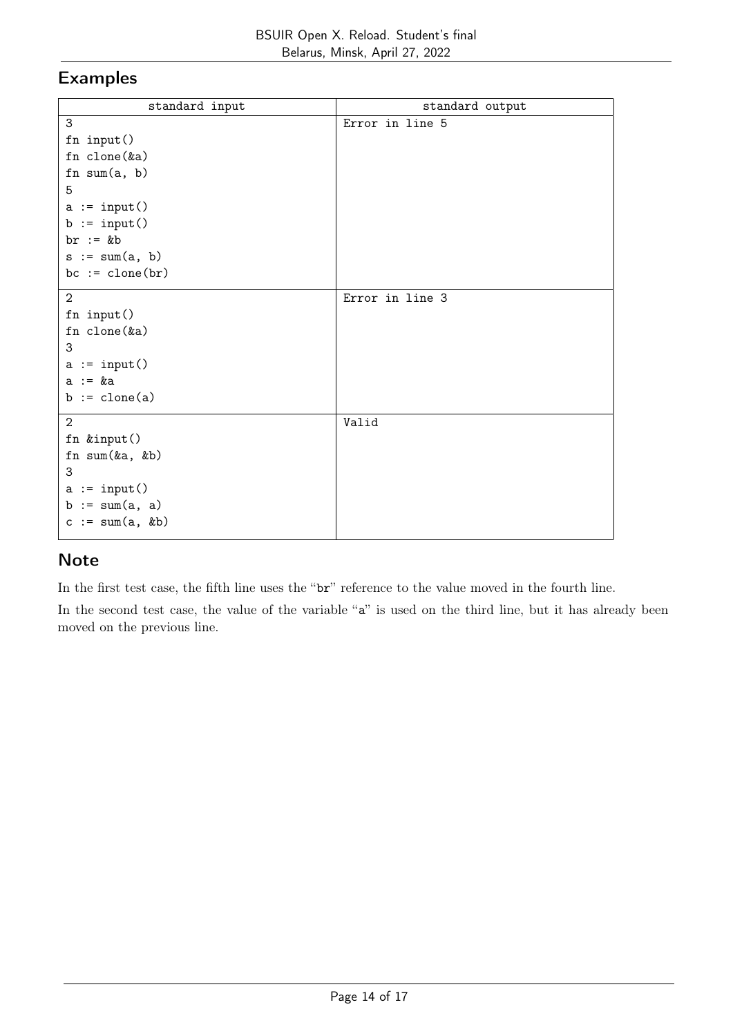## Examples

| standard input | standard output |
|---|---|
| 3<br>fn input()<br>fn clone(&a)<br>fn sum(a, b)<br>5<br>a := input()<br>b := input()<br>br := &b<br>s := sum(a, b)<br>bc := clone(br) | Error in line 5 |
| 2<br>fn input()<br>fn clone(&a)<br>3<br>a := input()<br>a := &a<br>b := clone(a) | Error in line 3 |
| 2<br>fn &input()<br>fn sum(&a, &b)<br>3<br>a := input()<br>b := sum(a, a)<br>c := sum(a, &b) | Valid |

## Note

In the first test case, the fifth line uses the "br" reference to the value moved in the fourth line.

In the second test case, the value of the variable "a" is used on the third line, but it has already been moved on the previous line.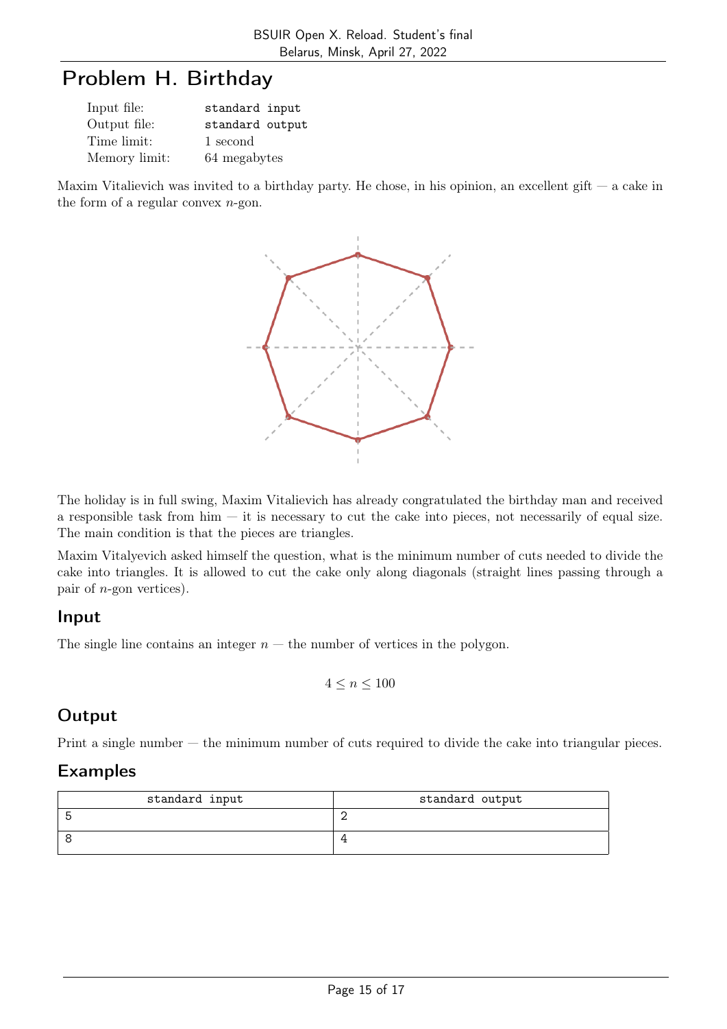# Problem H. Birthday

| | |
|---|---|
| Input file: | standard input |
| Output file: | standard output |
| Time limit: | 1 second |
| Memory limit: | 64 megabytes |

Maxim Vitalievich was invited to a birthday party. He chose, in his opinion, an excellent gift — a cake in the form of a regular convex $n$-gon.

The holiday is in full swing, Maxim Vitalievich has already congratulated the birthday man and received a responsible task from him — it is necessary to cut the cake into pieces, not necessarily of equal size. The main condition is that the pieces are triangles.

Maxim Vitalyevich asked himself the question, what is the minimum number of cuts needed to divide the cake into triangles. It is allowed to cut the cake only along diagonals (straight lines passing through a pair of $n$-gon vertices).

## Input

The single line contains an integer $n$ — the number of vertices in the polygon.

$$4 \le n \le 100$$

## Output

Print a single number — the minimum number of cuts required to divide the cake into triangular pieces.

## Examples

| standard input | standard output |
|---|---|
| 5 | 2 |
| 8 | 4 |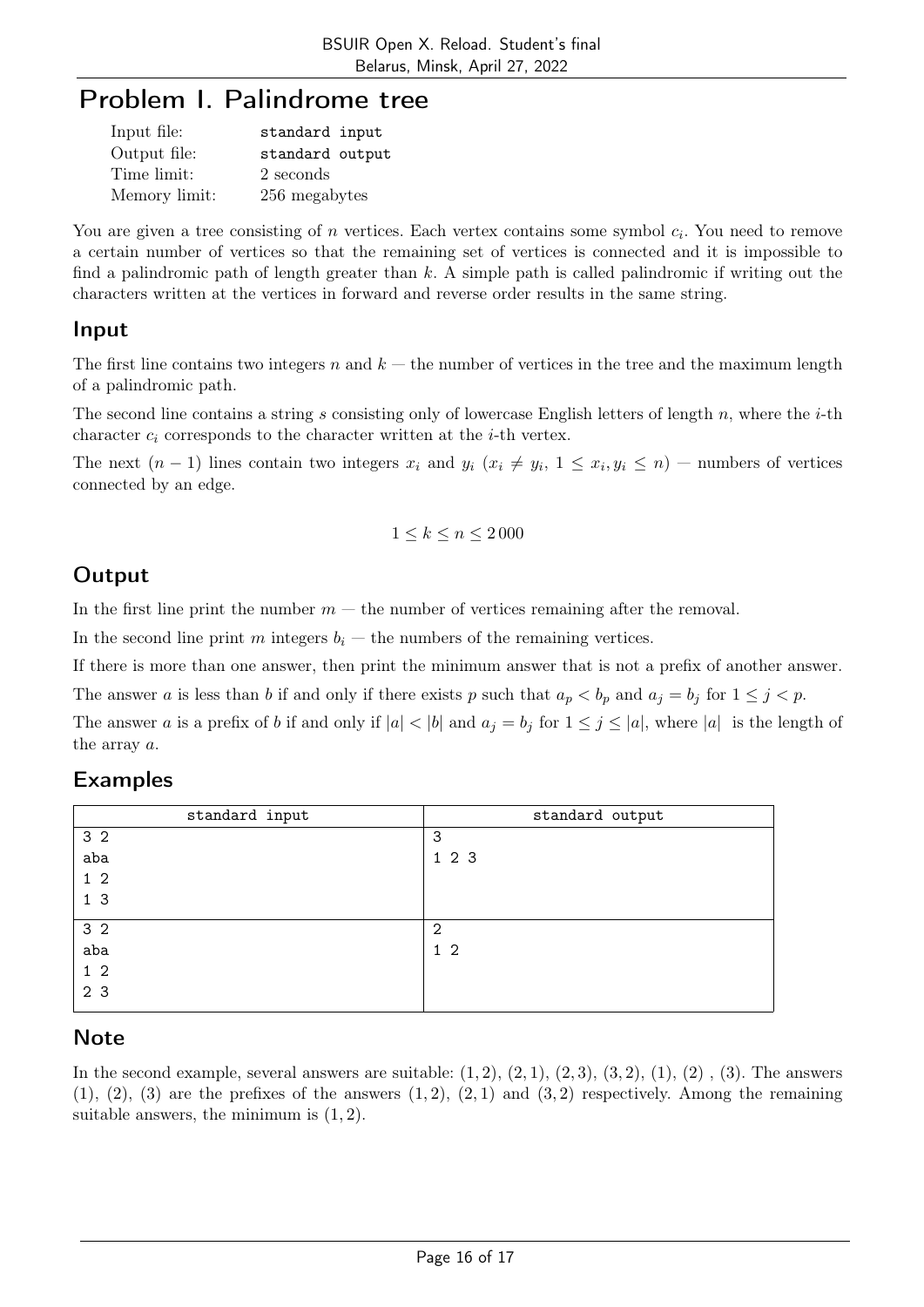# Problem I. Palindrome tree

| | |
|---|---|
| Input file: | standard input |
| Output file: | standard output |
| Time limit: | 2 seconds |
| Memory limit: | 256 megabytes |

You are given a tree consisting of $n$ vertices. Each vertex contains some symbol $c_i$. You need to remove a certain number of vertices so that the remaining set of vertices is connected and it is impossible to find a palindromic path of length greater than $k$. A simple path is called palindromic if writing out the characters written at the vertices in forward and reverse order results in the same string.

## Input

The first line contains two integers $n$ and $k$ — the number of vertices in the tree and the maximum length of a palindromic path.

The second line contains a string $s$ consisting only of lowercase English letters of length $n$, where the $i$-th character $c_i$ corresponds to the character written at the $i$-th vertex.

The next $(n-1)$ lines contain two integers $x_i$ and $y_i$ ($x_i \neq y_i$, $1 \leq x_i, y_i \leq n$) — numbers of vertices connected by an edge.

$$1 \leq k \leq n \leq 2\,000$$

## Output

In the first line print the number $m$ — the number of vertices remaining after the removal.

In the second line print $m$ integers $b_i$ — the numbers of the remaining vertices.

If there is more than one answer, then print the minimum answer that is not a prefix of another answer.

The answer $a$ is less than $b$ if and only if there exists $p$ such that $a_p < b_p$ and $a_j = b_j$ for $1 \leq j < p$.

The answer $a$ is a prefix of $b$ if and only if $|a| < |b|$ and $a_j = b_j$ for $1 \leq j \leq |a|$, where $|a|$ is the length of the array $a$.

## Examples

| standard input | standard output |
|---|---|
| 3 2<br>aba<br>1 2<br>1 3 | 3<br>1 2 3 |
| 3 2<br>aba<br>1 2<br>2 3 | 2<br>1 2 |

## Note

In the second example, several answers are suitable: $(1,2)$, $(2,1)$, $(2,3)$, $(3,2)$, $(1)$, $(2)$, $(3)$. The answers $(1)$, $(2)$, $(3)$ are the prefixes of the answers $(1,2)$, $(2,1)$ and $(3,2)$ respectively. Among the remaining suitable answers, the minimum is $(1,2)$.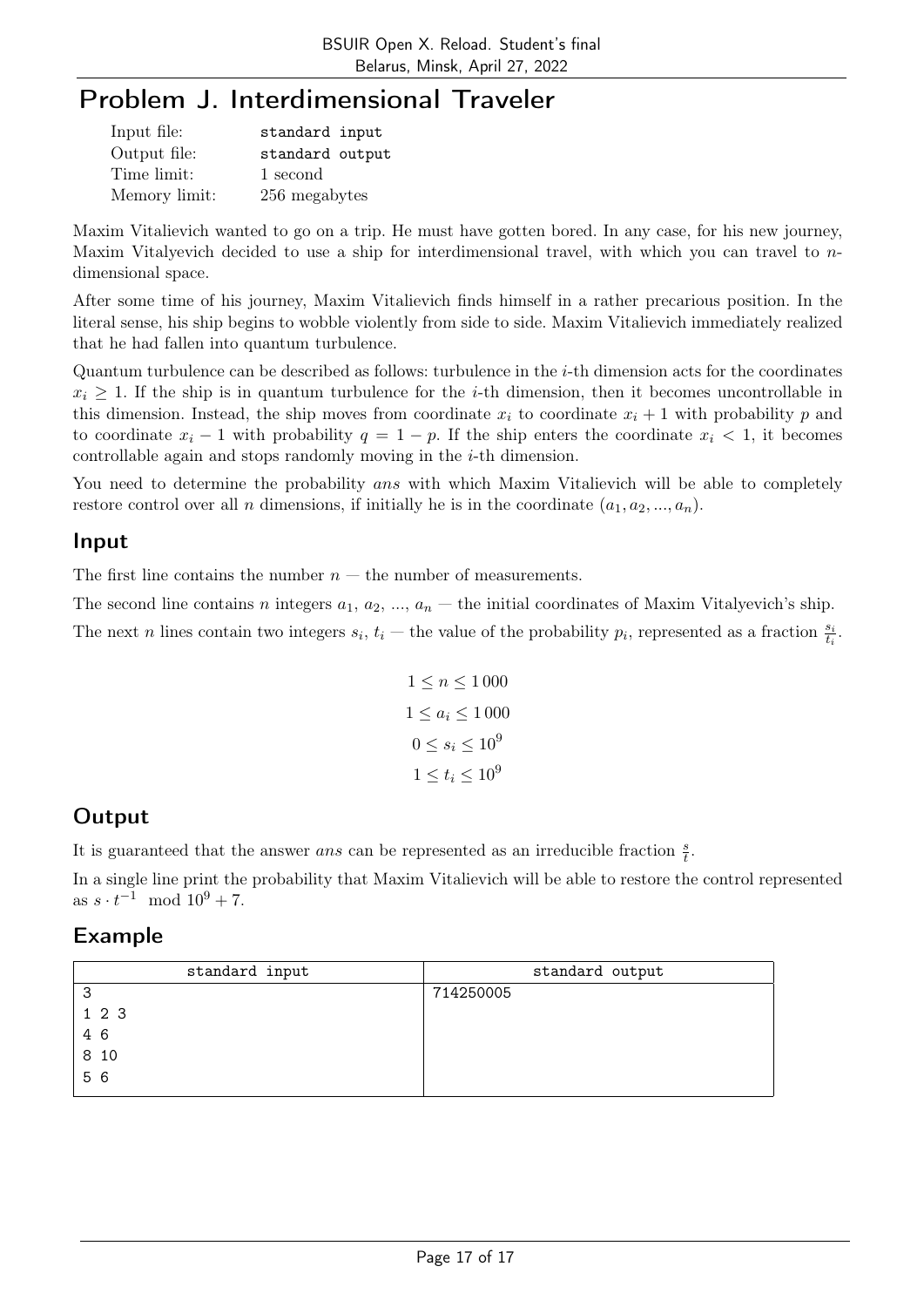# Problem J. Interdimensional Traveler

| | |
|---|---|
| Input file: | standard input |
| Output file: | standard output |
| Time limit: | 1 second |
| Memory limit: | 256 megabytes |

Maxim Vitalievich wanted to go on a trip. He must have gotten bored. In any case, for his new journey, Maxim Vitalyevich decided to use a ship for interdimensional travel, with which you can travel to $n$-dimensional space.

After some time of his journey, Maxim Vitalievich finds himself in a rather precarious position. In the literal sense, his ship begins to wobble violently from side to side. Maxim Vitalievich immediately realized that he had fallen into quantum turbulence.

Quantum turbulence can be described as follows: turbulence in the $i$-th dimension acts for the coordinates $x_i \geq 1$. If the ship is in quantum turbulence for the $i$-th dimension, then it becomes uncontrollable in this dimension. Instead, the ship moves from coordinate $x_i$ to coordinate $x_i + 1$ with probability $p$ and to coordinate $x_i - 1$ with probability $q = 1 - p$. If the ship enters the coordinate $x_i < 1$, it becomes controllable again and stops randomly moving in the $i$-th dimension.

You need to determine the probability *ans* with which Maxim Vitalievich will be able to completely restore control over all $n$ dimensions, if initially he is in the coordinate $(a_1, a_2, ..., a_n)$.

## Input

The first line contains the number $n$ — the number of measurements.

The second line contains $n$ integers $a_1$, $a_2$, ..., $a_n$ — the initial coordinates of Maxim Vitalyevich's ship.

The next $n$ lines contain two integers $s_i$, $t_i$ — the value of the probability $p_i$, represented as a fraction $\frac{s_i}{t_i}$.

$$1 \leq n \leq 1\,000$$
$$1 \leq a_i \leq 1\,000$$
$$0 \leq s_i \leq 10^9$$
$$1 \leq t_i \leq 10^9$$

## Output

It is guaranteed that the answer *ans* can be represented as an irreducible fraction $\frac{s}{t}$.

In a single line print the probability that Maxim Vitalievich will be able to restore the control represented as $s \cdot t^{-1} \mod 10^9 + 7$.

## Example

| standard input | standard output |
|---|---|
| 3<br>1 2 3<br>4 6<br>8 10<br>5 6 | 714250005 |